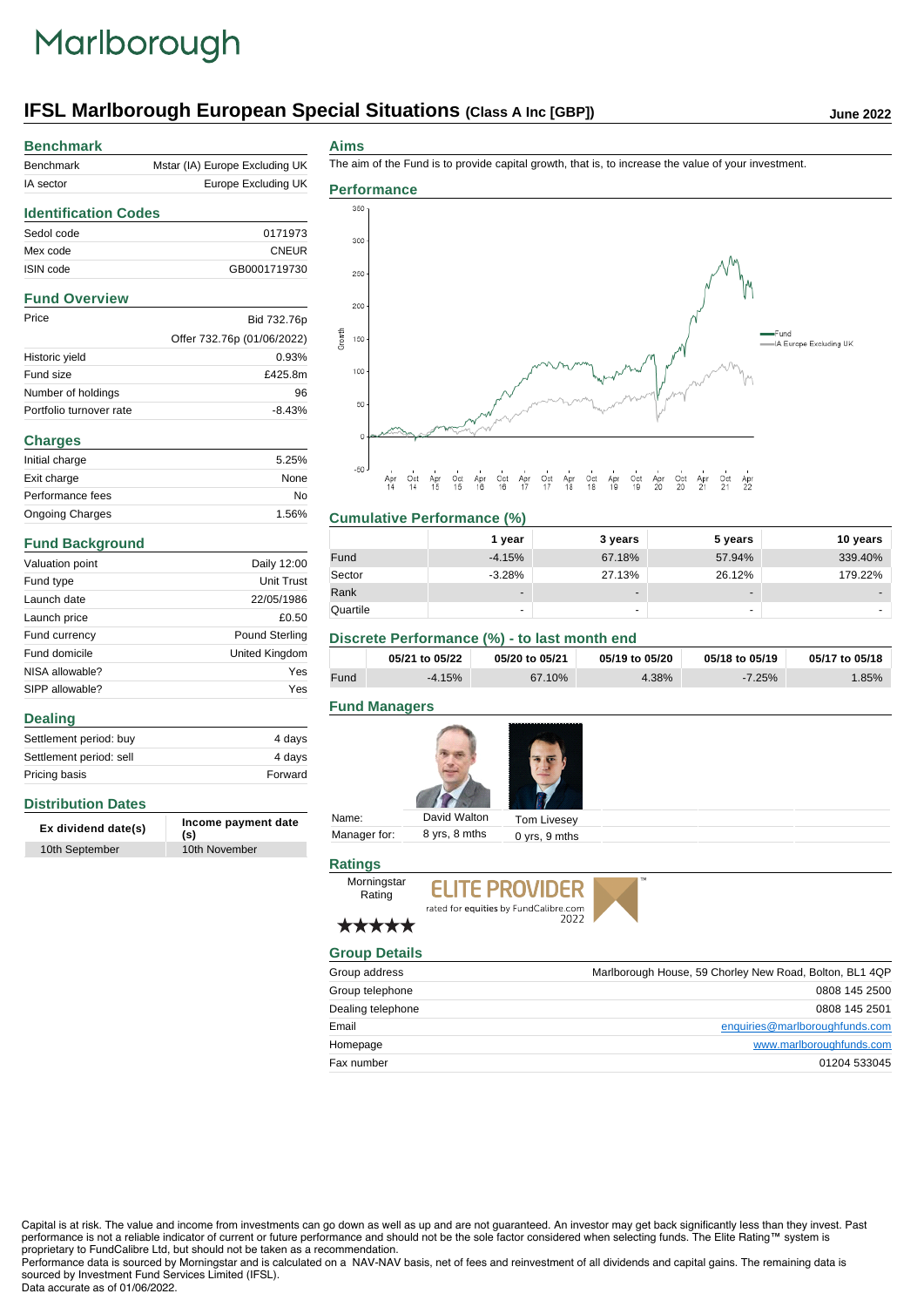# Marlborough

## IFSL Marlborough European Special Situations (Class A Inc [GBP])

June 2022

## Benchmark

| | |
|---|---|
| Benchmark | Mstar (IA) Europe Excluding UK |
| IA sector | Europe Excluding UK |

## Identification Codes

| | |
|---|---|
| Sedol code | 0171973 |
| Mex code | CNEUR |
| ISIN code | GB0001719730 |

## Fund Overview

| | |
|---|---|
| Price | Bid 732.76p |
| | Offer 732.76p (01/06/2022) |
| Historic yield | 0.93% |
| Fund size | £425.8m |
| Number of holdings | 96 |
| Portfolio turnover rate | -8.43% |

## Charges

| | |
|---|---|
| Initial charge | 5.25% |
| Exit charge | None |
| Performance fees | No |
| Ongoing Charges | 1.56% |

## Fund Background

| | |
|---|---|
| Valuation point | Daily 12:00 |
| Fund type | Unit Trust |
| Launch date | 22/05/1986 |
| Launch price | £0.50 |
| Fund currency | Pound Sterling |
| Fund domicile | United Kingdom |
| NISA allowable? | Yes |
| SIPP allowable? | Yes |

## Dealing

| | |
|---|---|
| Settlement period: buy | 4 days |
| Settlement period: sell | 4 days |
| Pricing basis | Forward |

## Distribution Dates

| Ex dividend date(s) | Income payment date (s) |
|---|---|
| 10th September | 10th November |

## Aims

The aim of the Fund is to provide capital growth, that is, to increase the value of your investment.

## Performance

## Cumulative Performance (%)

| | 1 year | 3 years | 5 years | 10 years |
|---|---|---|---|---|
| Fund | -4.15% | 67.18% | 57.94% | 339.40% |
| Sector | -3.28% | 27.13% | 26.12% | 179.22% |
| Rank | - | - | - | - |
| Quartile | - | - | - | - |

## Discrete Performance (%) - to last month end

| | 05/21 to 05/22 | 05/20 to 05/21 | 05/19 to 05/20 | 05/18 to 05/19 | 05/17 to 05/18 |
|---|---|---|---|---|---|
| Fund | -4.15% | 67.10% | 4.38% | -7.25% | 1.85% |

## Fund Managers

| | | |
|---|---|---|
| Name: | David Walton | Tom Livesey |
| Manager for: | 8 yrs, 8 mths | 0 yrs, 9 mths |

## Ratings

Morningstar Rating ★★★★★

ELITE PROVIDER rated for equities by FundCalibre.com 2022

## Group Details

| | |
|---|---|
| Group address | Marlborough House, 59 Chorley New Road, Bolton, BL1 4QP |
| Group telephone | 0808 145 2500 |
| Dealing telephone | 0808 145 2501 |
| Email | enquiries@marlboroughfunds.com |
| Homepage | www.marlboroughfunds.com |
| Fax number | 01204 533045 |

Capital is at risk. The value and income from investments can go down as well as up and are not guaranteed. An investor may get back significantly less than they invest. Past performance is not a reliable indicator of current or future performance and should not be the sole factor considered when selecting funds. The Elite Rating™ system is proprietary to FundCalibre Ltd, but should not be taken as a recommendation.
Performance data is sourced by Morningstar and is calculated on a NAV-NAV basis, net of fees and reinvestment of all dividends and capital gains. The remaining data is sourced by Investment Fund Services Limited (IFSL).
Data accurate as of 01/06/2022.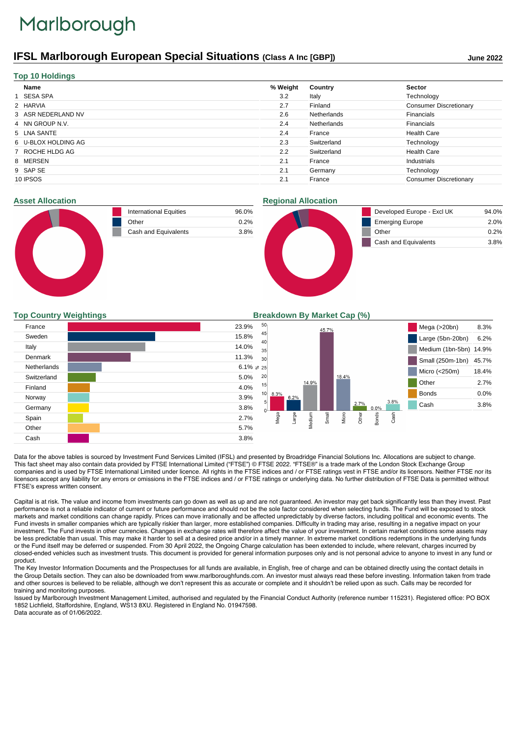Marlborough

# IFSL Marlborough European Special Situations (Class A Inc [GBP])

June 2022

## Top 10 Holdings

| | Name | % Weight | Country | Sector |
|---|---|---|---|---|
| 1 | SESA SPA | 3.2 | Italy | Technology |
| 2 | HARVIA | 2.7 | Finland | Consumer Discretionary |
| 3 | ASR NEDERLAND NV | 2.6 | Netherlands | Financials |
| 4 | NN GROUP N.V. | 2.4 | Netherlands | Financials |
| 5 | LNA SANTE | 2.4 | France | Health Care |
| 6 | U-BLOX HOLDING AG | 2.3 | Switzerland | Technology |
| 7 | ROCHE HLDG AG | 2.2 | Switzerland | Health Care |
| 8 | MERSEN | 2.1 | France | Industrials |
| 9 | SAP SE | 2.1 | Germany | Technology |
| 10 | IPSOS | 2.1 | France | Consumer Discretionary |

## Asset Allocation

International Equities 96.0%
Other 0.2%
Cash and Equivalents 3.8%

## Regional Allocation

Developed Europe - Excl UK 94.0%
Emerging Europe 2.0%
Other 0.2%
Cash and Equivalents 3.8%

## Top Country Weightings

France 23.9%
Sweden 15.8%
Italy 14.0%
Denmark 11.3%
Netherlands 6.1%
Switzerland 5.0%
Finland 4.0%
Norway 3.9%
Germany 3.8%
Spain 2.7%
Other 5.7%
Cash 3.8%

## Breakdown By Market Cap (%)

%
0 5 10 15 20 25 30 35 40 45 50
8.3% 6.2% 14.9% 45.7% 18.4% 2.7% 0.0% 3.8%
Mega Large Medium Small Micro Other Bonds Cash

Mega (>20bn) 8.3%
Large (5bn-20bn) 6.2%
Medium (1bn-5bn) 14.9%
Small (250m-1bn) 45.7%
Micro (<250m) 18.4%
Other 2.7%
Bonds 0.0%
Cash 3.8%

Data for the above tables is sourced by Investment Fund Services Limited (IFSL) and presented by Broadridge Financial Solutions Inc. Allocations are subject to change. This fact sheet may also contain data provided by FTSE International Limited ("FTSE") © FTSE 2022. "FTSE®" is a trade mark of the London Stock Exchange Group companies and is used by FTSE International Limited under licence. All rights in the FTSE indices and / or FTSE ratings vest in FTSE and/or its licensors. Neither FTSE nor its licensors accept any liability for any errors or omissions in the FTSE indices and / or FTSE ratings or underlying data. No further distribution of FTSE Data is permitted without FTSE's express written consent.

Capital is at risk. The value and income from investments can go down as well as up and are not guaranteed. An investor may get back significantly less than they invest. Past performance is not a reliable indicator of current or future performance and should not be the sole factor considered when selecting funds. The Fund will be exposed to stock markets and market conditions can change rapidly. Prices can move irrationally and be affected unpredictably by diverse factors, including political and economic events. The Fund invests in smaller companies which are typically riskier than larger, more established companies. Difficulty in trading may arise, resulting in a negative impact on your investment. The Fund invests in other currencies. Changes in exchange rates will therefore affect the value of your investment. In certain market conditions some assets may be less predictable than usual. This may make it harder to sell at a desired price and/or in a timely manner. In extreme market conditions redemptions in the underlying funds or the Fund itself may be deferred or suspended. From 30 April 2022, the Ongoing Charge calculation has been extended to include, where relevant, charges incurred by closed-ended vehicles such as investment trusts. This document is provided for general information purposes only and is not personal advice to anyone to invest in any fund or product.
The Key Investor Information Documents and the Prospectuses for all funds are available, in English, free of charge and can be obtained directly using the contact details in the Group Details section. They can also be downloaded from www.marlboroughfunds.com. An investor must always read these before investing. Information taken from trade and other sources is believed to be reliable, although we don't represent this as accurate or complete and it shouldn't be relied upon as such. Calls may be recorded for training and monitoring purposes.
Issued by Marlborough Investment Management Limited, authorised and regulated by the Financial Conduct Authority (reference number 115231). Registered office: PO BOX 1852 Lichfield, Staffordshire, England, WS13 8XU. Registered in England No. 01947598.
Data accurate as of 01/06/2022.